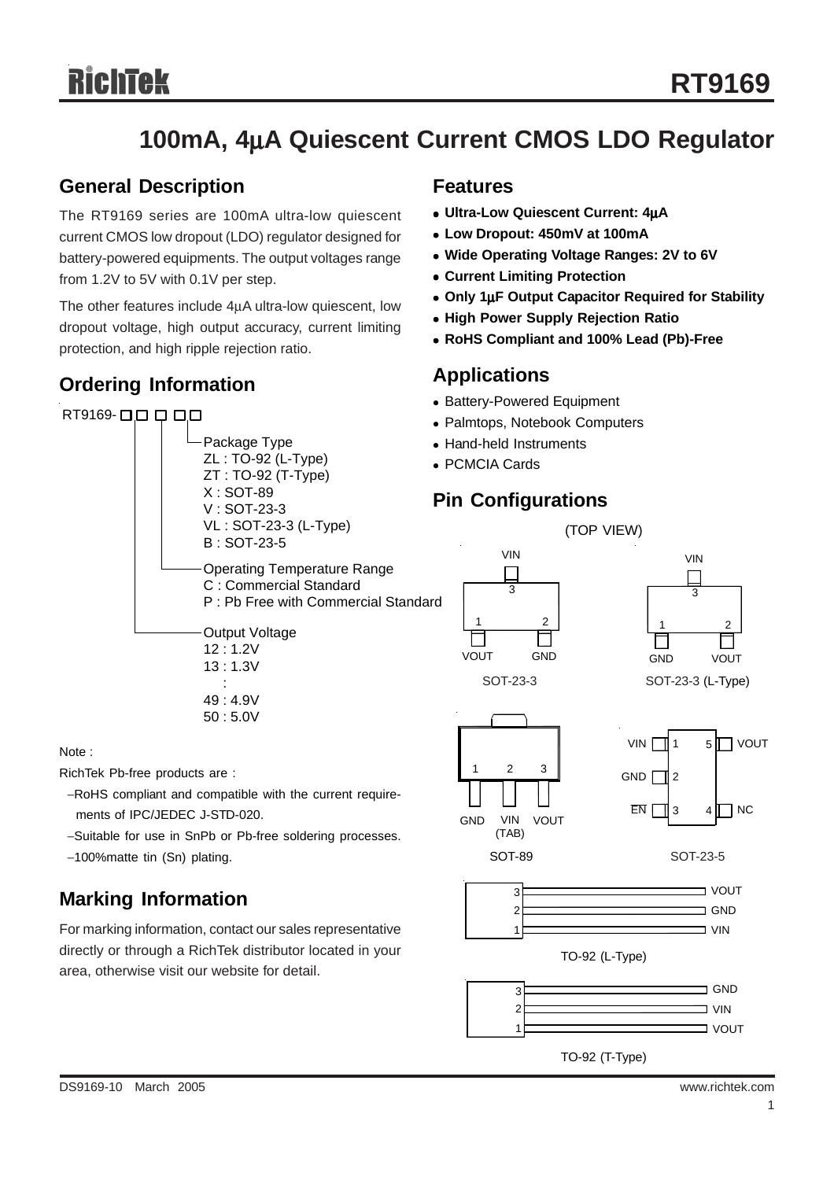# RT9169

## 100mA, 4μA Quiescent Current CMOS LDO Regulator

## General Description

The RT9169 series are 100mA ultra-low quiescent current CMOS low dropout (LDO) regulator designed for battery-powered equipments. The output voltages range from 1.2V to 5V with 0.1V per step.

The other features include 4μA ultra-low quiescent, low dropout voltage, high output accuracy, current limiting protection, and high ripple rejection ratio.

## Ordering Information

RT9169-□□ □ □□

- Package Type
  - ZL : TO-92 (L-Type)
  - ZT : TO-92 (T-Type)
  - X : SOT-89
  - V : SOT-23-3
  - VL : SOT-23-3 (L-Type)
  - B : SOT-23-5
- Operating Temperature Range
  - C : Commercial Standard
  - P : Pb Free with Commercial Standard
- Output Voltage
  - 12 : 1.2V
  - 13 : 1.3V
  - :
  - 49 : 4.9V
  - 50 : 5.0V

Note :

RichTek Pb-free products are :

- −RoHS compliant and compatible with the current requirements of IPC/JEDEC J-STD-020.
- −Suitable for use in SnPb or Pb-free soldering processes.
- −100%matte tin (Sn) plating.

## Marking Information

For marking information, contact our sales representative directly or through a RichTek distributor located in your area, otherwise visit our website for detail.

## Features

- **Ultra-Low Quiescent Current: 4μA**
- **Low Dropout: 450mV at 100mA**
- **Wide Operating Voltage Ranges: 2V to 6V**
- **Current Limiting Protection**
- **Only 1μF Output Capacitor Required for Stability**
- **High Power Supply Rejection Ratio**
- **RoHS Compliant and 100% Lead (Pb)-Free**

## Applications

- Battery-Powered Equipment
- Palmtops, Notebook Computers
- Hand-held Instruments
- PCMCIA Cards

## Pin Configurations

(TOP VIEW)

SOT-23-3: 1 VOUT, 2 GND, 3 VIN

SOT-23-3 (L-Type): 1 GND, 2 VOUT, 3 VIN

SOT-89: 1 GND, 2 VIN (TAB), 3 VOUT

SOT-23-5: 1 VIN, 2 GND, 3 $\overline{EN}$, 4 NC, 5 VOUT

TO-92 (L-Type): 1 VIN, 2 GND, 3 VOUT

TO-92 (T-Type): 1 VOUT, 2 VIN, 3 GND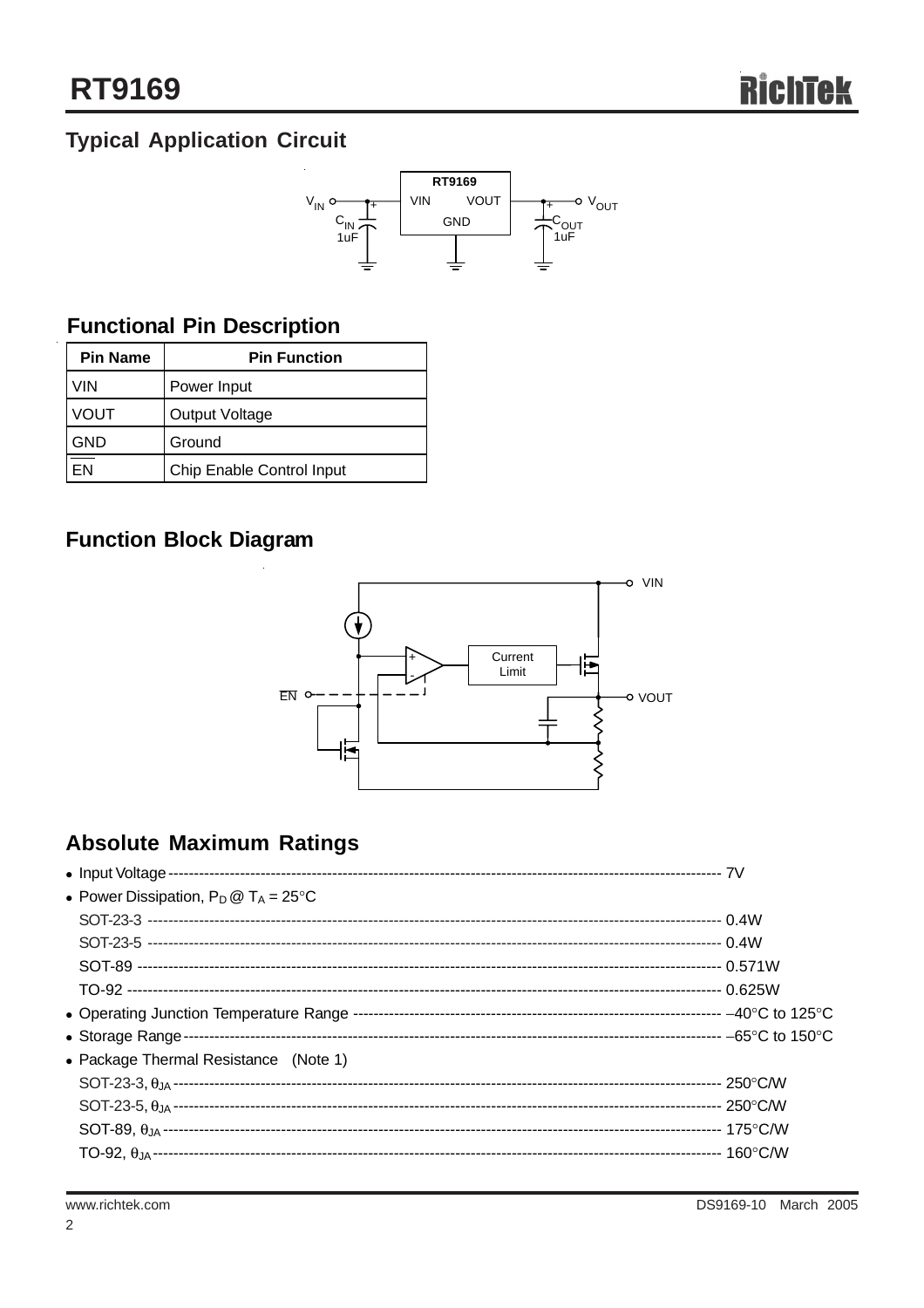## Typical Application Circuit

## Functional Pin Description

| Pin Name | Pin Function |
|---|---|
| VIN | Power Input |
| VOUT | Output Voltage |
| GND | Ground |
| $\overline{EN}$ | Chip Enable Control Input |

## Function Block Diagram

## Absolute Maximum Ratings

- Input Voltage ------------------------------------------------------------ 7V
- Power Dissipation, $P_D$ @ $T_A$ = 25°C
  - SOT-23-3 ------------------------------------------------------------ 0.4W
  - SOT-23-5 ------------------------------------------------------------ 0.4W
  - SOT-89 ------------------------------------------------------------ 0.571W
  - TO-92 ------------------------------------------------------------ 0.625W
- Operating Junction Temperature Range ------------------------------------------------------------ −40°C to 125°C
- Storage Range ------------------------------------------------------------ −65°C to 150°C
- Package Thermal Resistance (Note 1)
  - SOT-23-3, $\theta_{JA}$ ------------------------------------------------------------ 250°C/W
  - SOT-23-5, $\theta_{JA}$ ------------------------------------------------------------ 250°C/W
  - SOT-89, $\theta_{JA}$ ------------------------------------------------------------ 175°C/W
  - TO-92, $\theta_{JA}$ ------------------------------------------------------------ 160°C/W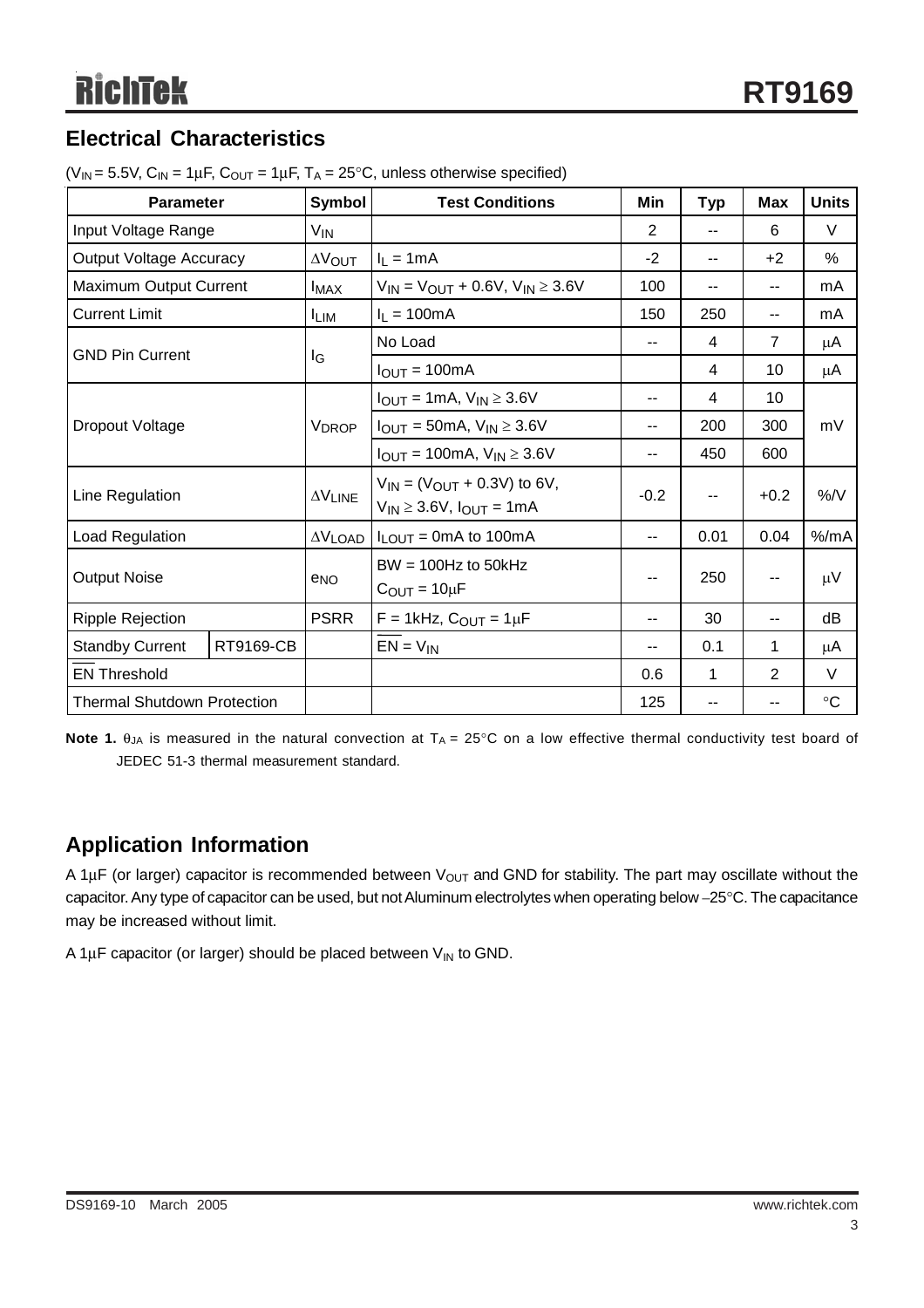## Electrical Characteristics

($V_{IN}$ = 5.5V, $C_{IN}$ = 1μF, $C_{OUT}$ = 1μF, $T_A$ = 25°C, unless otherwise specified)

| Parameter | | Symbol | Test Conditions | Min | Typ | Max | Units |
|---|---|---|---|---|---|---|---|
| Input Voltage Range | | $V_{IN}$ | | 2 | -- | 6 | V |
| Output Voltage Accuracy | | $\Delta V_{OUT}$ | $I_L$ = 1mA | -2 | -- | +2 | % |
| Maximum Output Current | | $I_{MAX}$ | $V_{IN} = V_{OUT}$ + 0.6V, $V_{IN} \geq$ 3.6V | 100 | -- | -- | mA |
| Current Limit | | $I_{LIM}$ | $I_L$ = 100mA | 150 | 250 | -- | mA |
| GND Pin Current | | $I_G$ | No Load | -- | 4 | 7 | μA |
| | | | $I_{OUT}$ = 100mA | | 4 | 10 | μA |
| Dropout Voltage | | $V_{DROP}$ | $I_{OUT}$ = 1mA, $V_{IN} \geq$ 3.6V | -- | 4 | 10 | mV |
| | | | $I_{OUT}$ = 50mA, $V_{IN} \geq$ 3.6V | -- | 200 | 300 | |
| | | | $I_{OUT}$ = 100mA, $V_{IN} \geq$ 3.6V | -- | 450 | 600 | |
| Line Regulation | | $\Delta V_{LINE}$ | $V_{IN}$ = ($V_{OUT}$ + 0.3V) to 6V, $V_{IN} \geq$ 3.6V, $I_{OUT}$ = 1mA | -0.2 | -- | +0.2 | %/V |
| Load Regulation | | $\Delta V_{LOAD}$ | $I_{LOUT}$ = 0mA to 100mA | -- | 0.01 | 0.04 | %/mA |
| Output Noise | | $e_{NO}$ | BW = 100Hz to 50kHz, $C_{OUT}$ = 10μF | -- | 250 | -- | μV |
| Ripple Rejection | | PSRR | F = 1kHz, $C_{OUT}$ = 1μF | -- | 30 | -- | dB |
| Standby Current | RT9169-CB | | $\overline{EN} = V_{IN}$ | -- | 0.1 | 1 | μA |
| $\overline{EN}$ Threshold | | | | 0.6 | 1 | 2 | V |
| Thermal Shutdown Protection | | | | 125 | -- | -- | °C |

**Note 1.** $\theta_{JA}$ is measured in the natural convection at $T_A$ = 25°C on a low effective thermal conductivity test board of JEDEC 51-3 thermal measurement standard.

## Application Information

A 1μF (or larger) capacitor is recommended between $V_{OUT}$ and GND for stability. The part may oscillate without the capacitor. Any type of capacitor can be used, but not Aluminum electrolytes when operating below −25°C. The capacitance may be increased without limit.

A 1μF capacitor (or larger) should be placed between $V_{IN}$ to GND.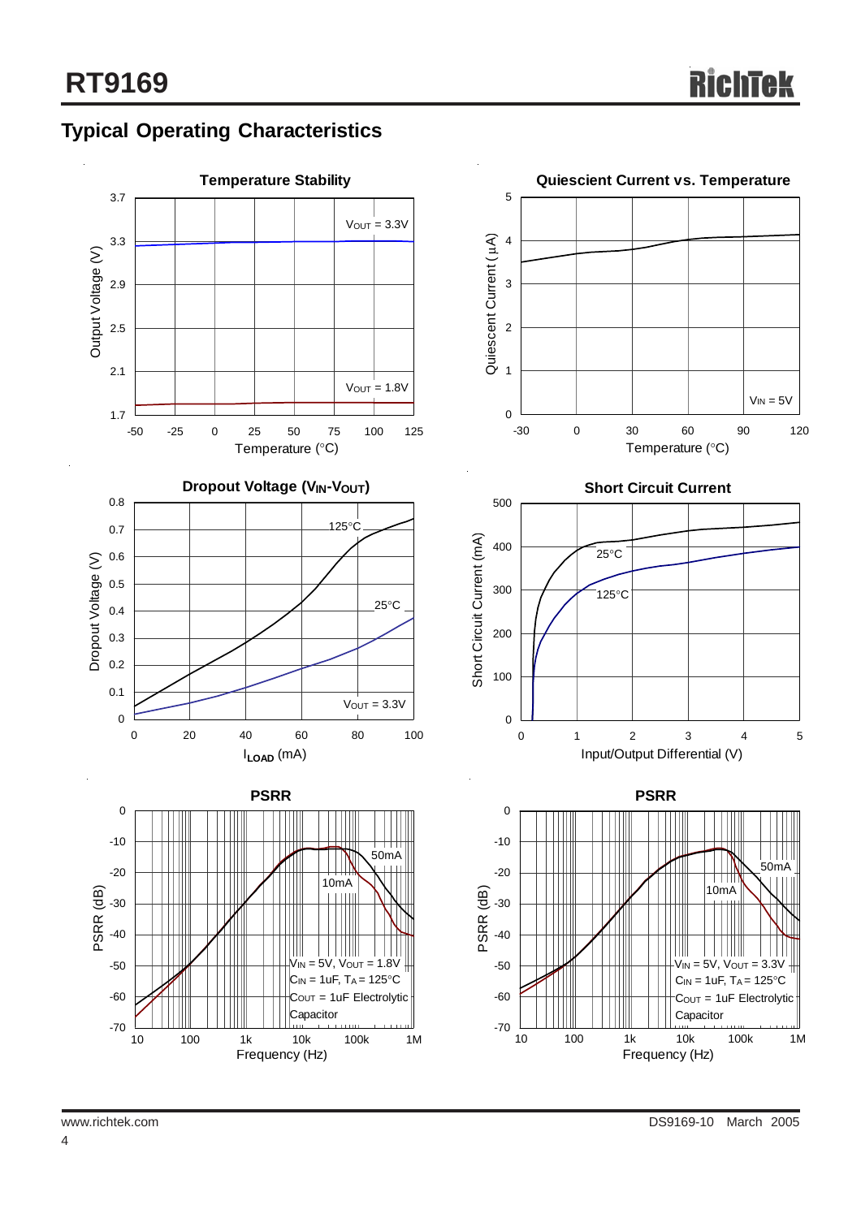## Typical Operating Characteristics

**Temperature Stability**

**Quiescent Current vs. Temperature**

**Dropout Voltage ($V_{IN}$-$V_{OUT}$)**

**Short Circuit Current**

**PSRR**

**PSRR**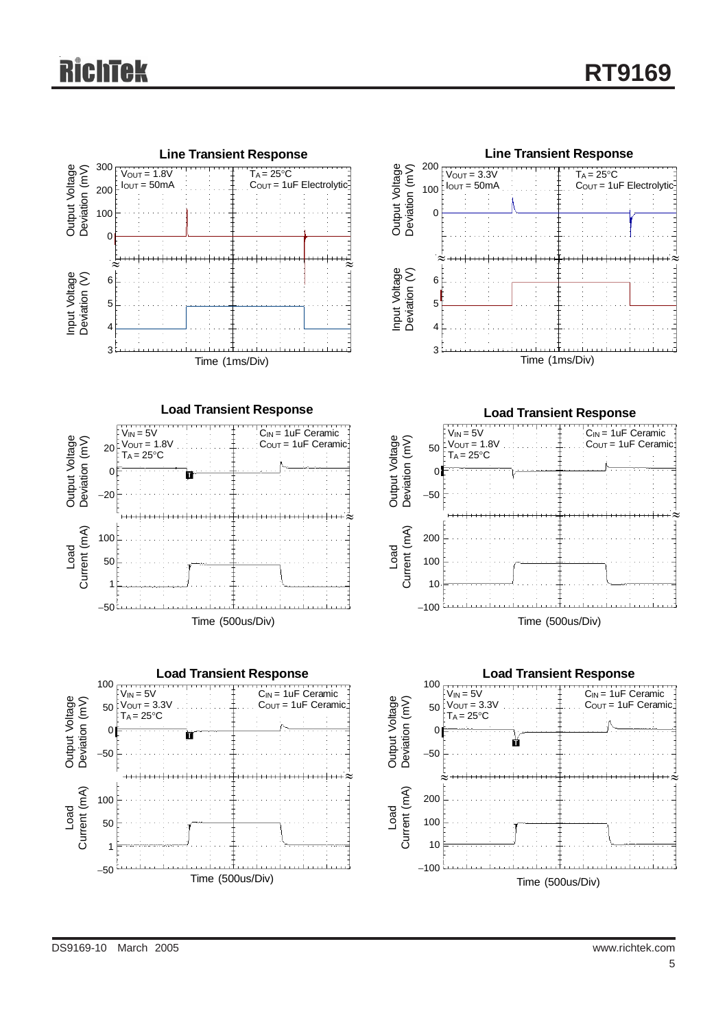**Line Transient Response**

Output Voltage Deviation (mV) / Input Voltage Deviation (V)

$V_{OUT}$ = 1.8V, $I_{OUT}$ = 50mA, $T_A$ = 25°C, $C_{OUT}$ = 1uF Electrolytic

Time (1ms/Div)

**Line Transient Response**

Output Voltage Deviation (mV) / Input Voltage Deviation (V)

$V_{OUT}$ = 3.3V, $I_{OUT}$ = 50mA, $T_A$ = 25°C, $C_{OUT}$ = 1uF Electrolytic

Time (1ms/Div)

**Load Transient Response**

Output Voltage Deviation (mV) / Load Current (mA)

$V_{IN}$ = 5V, $V_{OUT}$ = 1.8V, $T_A$ = 25°C, $C_{IN}$ = 1uF Ceramic, $C_{OUT}$ = 1uF Ceramic

Time (500us/Div)

**Load Transient Response**

Output Voltage Deviation (mV) / Load Current (mA)

$V_{IN}$ = 5V, $V_{OUT}$ = 1.8V, $T_A$ = 25°C, $C_{IN}$ = 1uF Ceramic, $C_{OUT}$ = 1uF Ceramic

Time (500us/Div)

**Load Transient Response**

Output Voltage Deviation (mV) / Load Current (mA)

$V_{IN}$ = 5V, $V_{OUT}$ = 3.3V, $T_A$ = 25°C, $C_{IN}$ = 1uF Ceramic, $C_{OUT}$ = 1uF Ceramic

Time (500us/Div)

**Load Transient Response**

Output Voltage Deviation (mV) / Load Current (mA)

$V_{IN}$ = 5V, $V_{OUT}$ = 3.3V, $T_A$ = 25°C, $C_{IN}$ = 1uF Ceramic, $C_{OUT}$ = 1uF Ceramic

Time (500us/Div)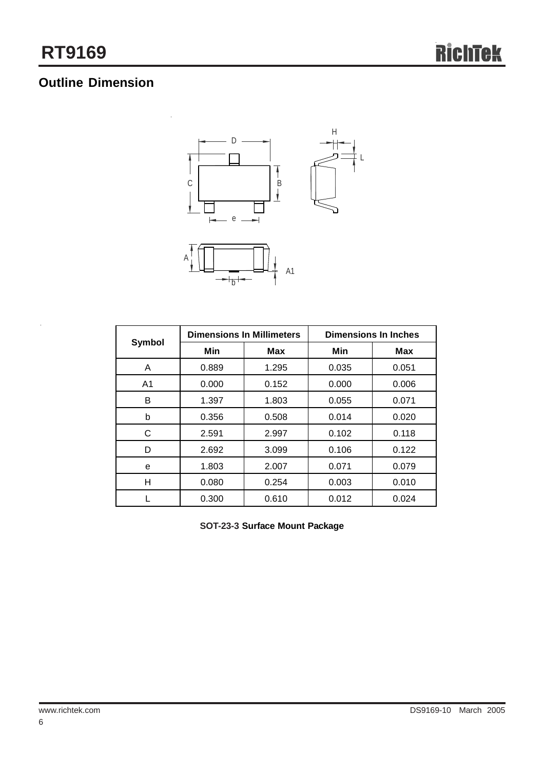## Outline Dimension

| Symbol | Dimensions In Millimeters | | Dimensions In Inches | |
|---|---|---|---|---|
| | Min | Max | Min | Max |
| A | 0.889 | 1.295 | 0.035 | 0.051 |
| A1 | 0.000 | 0.152 | 0.000 | 0.006 |
| B | 1.397 | 1.803 | 0.055 | 0.071 |
| b | 0.356 | 0.508 | 0.014 | 0.020 |
| C | 2.591 | 2.997 | 0.102 | 0.118 |
| D | 2.692 | 3.099 | 0.106 | 0.122 |
| e | 1.803 | 2.007 | 0.071 | 0.079 |
| H | 0.080 | 0.254 | 0.003 | 0.010 |
| L | 0.300 | 0.610 | 0.012 | 0.024 |

**SOT-23-3 Surface Mount Package**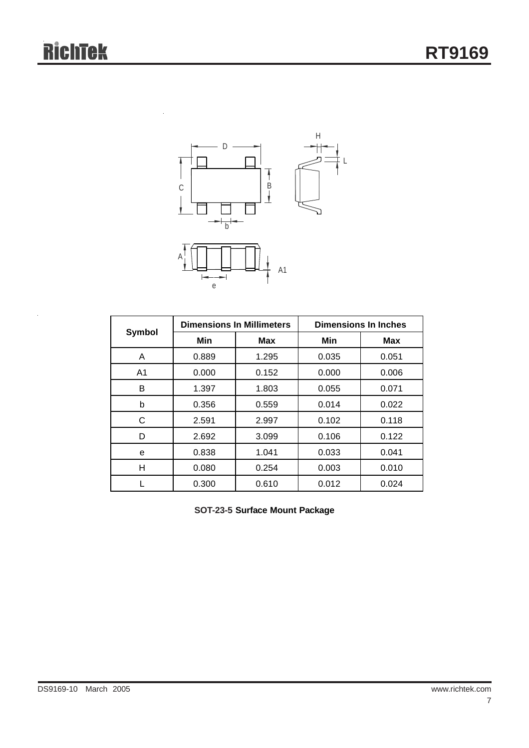| Symbol | Dimensions In Millimeters | | Dimensions In Inches | |
|---|---|---|---|---|
| | Min | Max | Min | Max |
| A | 0.889 | 1.295 | 0.035 | 0.051 |
| A1 | 0.000 | 0.152 | 0.000 | 0.006 |
| B | 1.397 | 1.803 | 0.055 | 0.071 |
| b | 0.356 | 0.559 | 0.014 | 0.022 |
| C | 2.591 | 2.997 | 0.102 | 0.118 |
| D | 2.692 | 3.099 | 0.106 | 0.122 |
| e | 0.838 | 1.041 | 0.033 | 0.041 |
| H | 0.080 | 0.254 | 0.003 | 0.010 |
| L | 0.300 | 0.610 | 0.012 | 0.024 |

**SOT-23-5 Surface Mount Package**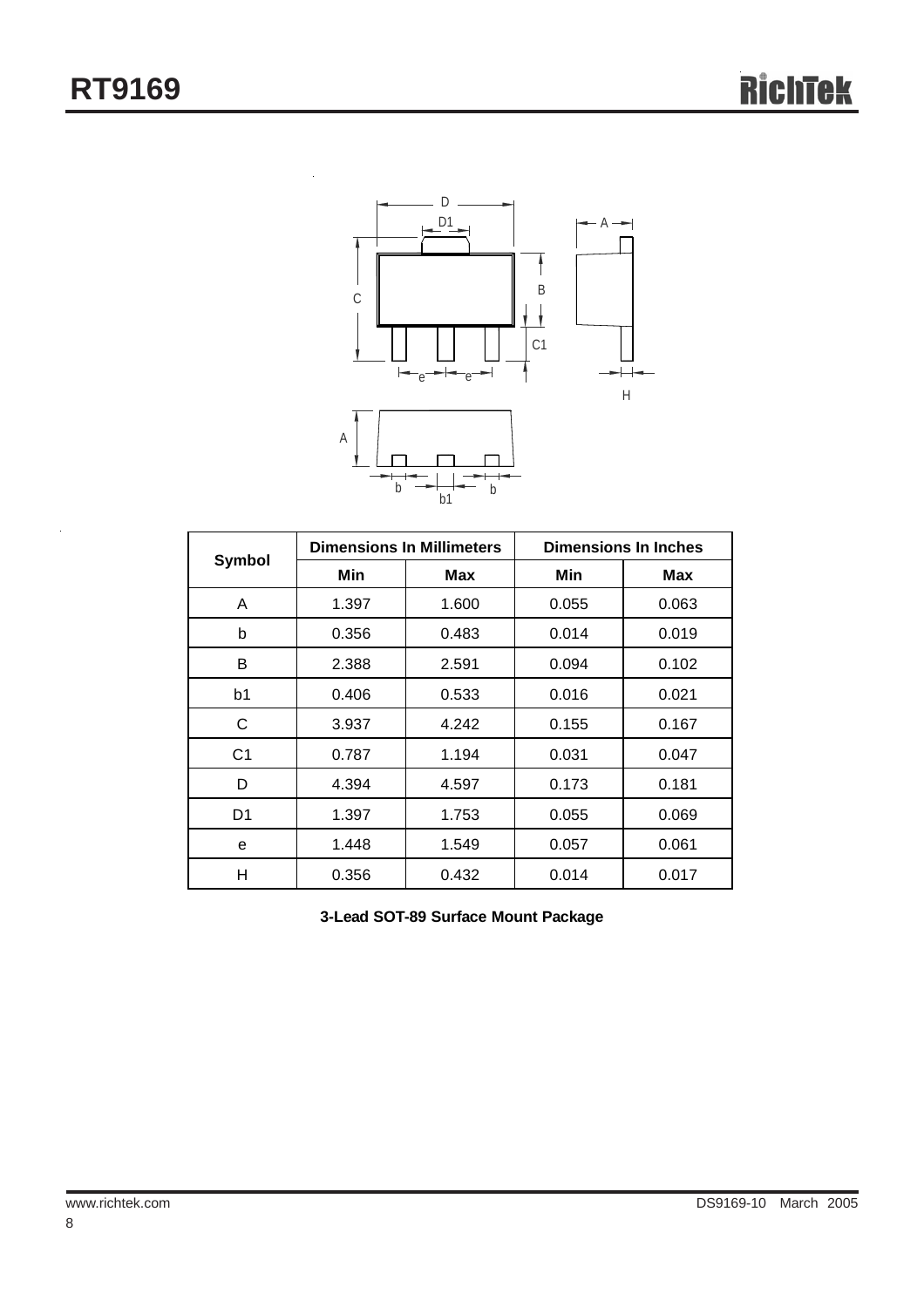| Symbol | Dimensions In Millimeters | | Dimensions In Inches | |
|---|---|---|---|---|
| | Min | Max | Min | Max |
| A | 1.397 | 1.600 | 0.055 | 0.063 |
| b | 0.356 | 0.483 | 0.014 | 0.019 |
| B | 2.388 | 2.591 | 0.094 | 0.102 |
| b1 | 0.406 | 0.533 | 0.016 | 0.021 |
| C | 3.937 | 4.242 | 0.155 | 0.167 |
| C1 | 0.787 | 1.194 | 0.031 | 0.047 |
| D | 4.394 | 4.597 | 0.173 | 0.181 |
| D1 | 1.397 | 1.753 | 0.055 | 0.069 |
| e | 1.448 | 1.549 | 0.057 | 0.061 |
| H | 0.356 | 0.432 | 0.014 | 0.017 |

**3-Lead SOT-89 Surface Mount Package**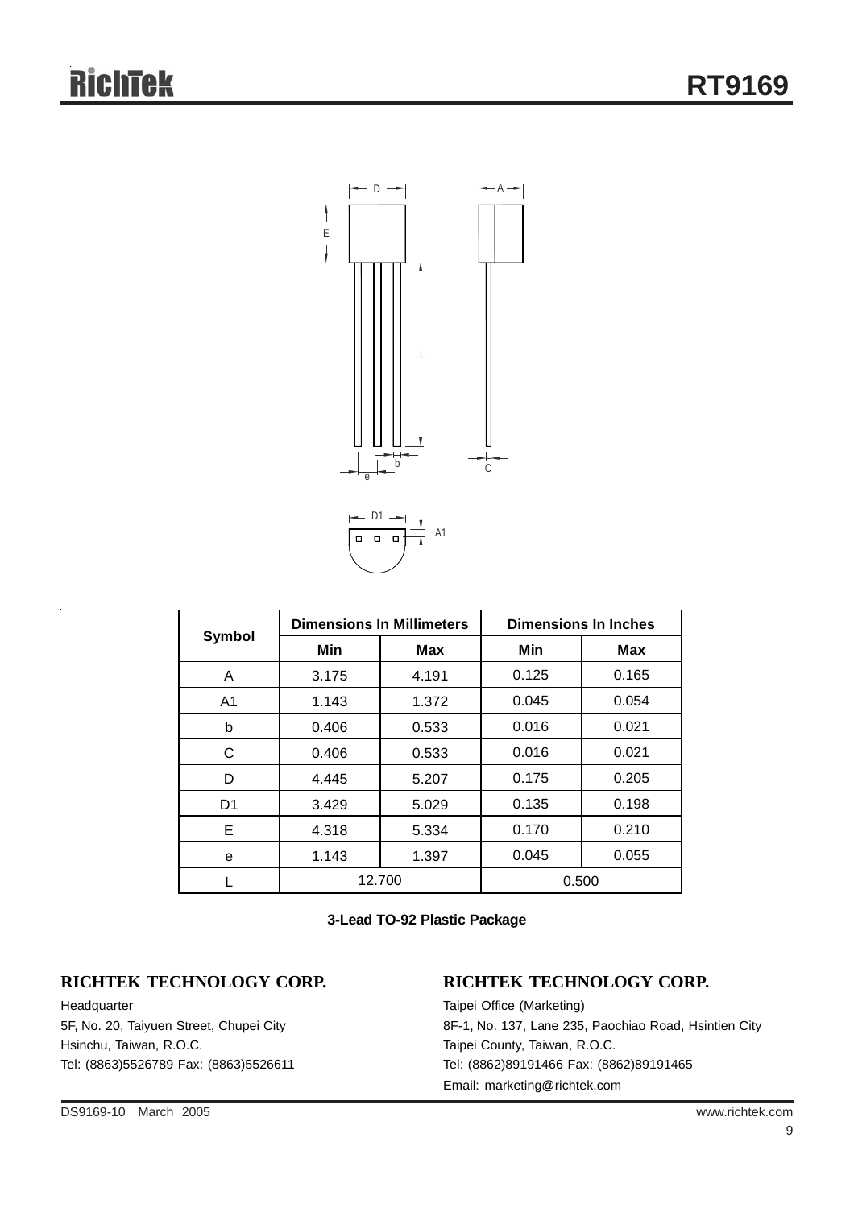D A E L b e C D1 A1

| Symbol | Dimensions In Millimeters | | Dimensions In Inches | |
|---|---|---|---|---|
| | Min | Max | Min | Max |
| A | 3.175 | 4.191 | 0.125 | 0.165 |
| A1 | 1.143 | 1.372 | 0.045 | 0.054 |
| b | 0.406 | 0.533 | 0.016 | 0.021 |
| C | 0.406 | 0.533 | 0.016 | 0.021 |
| D | 4.445 | 5.207 | 0.175 | 0.205 |
| D1 | 3.429 | 5.029 | 0.135 | 0.198 |
| E | 4.318 | 5.334 | 0.170 | 0.210 |
| e | 1.143 | 1.397 | 0.045 | 0.055 |
| L | 12.700 | | 0.500 | |

**3-Lead TO-92 Plastic Package**

**RICHTEK TECHNOLOGY CORP.**

Headquarter
5F, No. 20, Taiyuen Street, Chupei City
Hsinchu, Taiwan, R.O.C.
Tel: (8863)5526789 Fax: (8863)5526611

**RICHTEK TECHNOLOGY CORP.**

Taipei Office (Marketing)
8F-1, No. 137, Lane 235, Paochiao Road, Hsintien City
Taipei County, Taiwan, R.O.C.
Tel: (8862)89191466 Fax: (8862)89191465
Email: marketing@richtek.com